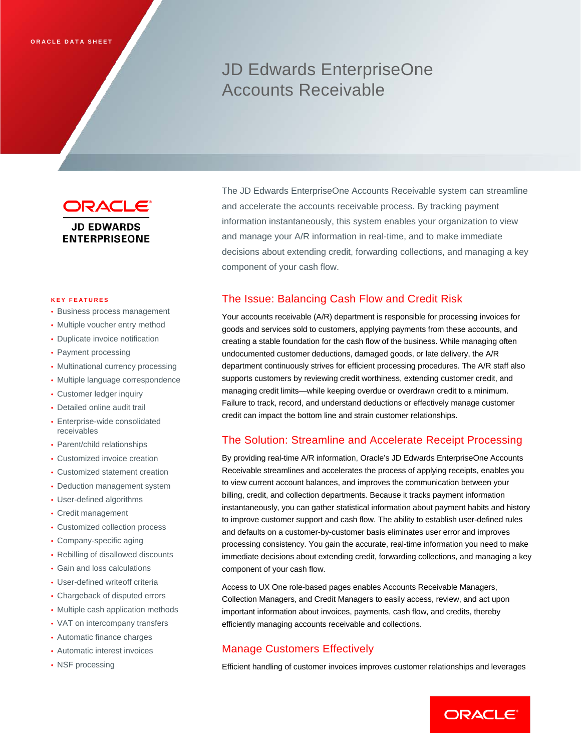ORACLE DATA SHEET

# JD Edwards EnterpriseOne Accounts Receivable

ORACLE
JD EDWARDS ENTERPRISEONE

The JD Edwards EnterpriseOne Accounts Receivable system can streamline and accelerate the accounts receivable process. By tracking payment information instantaneously, this system enables your organization to view and manage your A/R information in real-time, and to make immediate decisions about extending credit, forwarding collections, and managing a key component of your cash flow.

**KEY FEATURES**

- Business process management
- Multiple voucher entry method
- Duplicate invoice notification
- Payment processing
- Multinational currency processing
- Multiple language correspondence
- Customer ledger inquiry
- Detailed online audit trail
- Enterprise-wide consolidated receivables
- Parent/child relationships
- Customized invoice creation
- Customized statement creation
- Deduction management system
- User-defined algorithms
- Credit management
- Customized collection process
- Company-specific aging
- Rebilling of disallowed discounts
- Gain and loss calculations
- User-defined writeoff criteria
- Chargeback of disputed errors
- Multiple cash application methods
- VAT on intercompany transfers
- Automatic finance charges
- Automatic interest invoices
- NSF processing

## The Issue: Balancing Cash Flow and Credit Risk

Your accounts receivable (A/R) department is responsible for processing invoices for goods and services sold to customers, applying payments from these accounts, and creating a stable foundation for the cash flow of the business. While managing often undocumented customer deductions, damaged goods, or late delivery, the A/R department continuously strives for efficient processing procedures. The A/R staff also supports customers by reviewing credit worthiness, extending customer credit, and managing credit limits—while keeping overdue or overdrawn credit to a minimum. Failure to track, record, and understand deductions or effectively manage customer credit can impact the bottom line and strain customer relationships.

## The Solution: Streamline and Accelerate Receipt Processing

By providing real-time A/R information, Oracle's JD Edwards EnterpriseOne Accounts Receivable streamlines and accelerates the process of applying receipts, enables you to view current account balances, and improves the communication between your billing, credit, and collection departments. Because it tracks payment information instantaneously, you can gather statistical information about payment habits and history to improve customer support and cash flow. The ability to establish user-defined rules and defaults on a customer-by-customer basis eliminates user error and improves processing consistency. You gain the accurate, real-time information you need to make immediate decisions about extending credit, forwarding collections, and managing a key component of your cash flow.

Access to UX One role-based pages enables Accounts Receivable Managers, Collection Managers, and Credit Managers to easily access, review, and act upon important information about invoices, payments, cash flow, and credits, thereby efficiently managing accounts receivable and collections.

## Manage Customers Effectively

Efficient handling of customer invoices improves customer relationships and leverages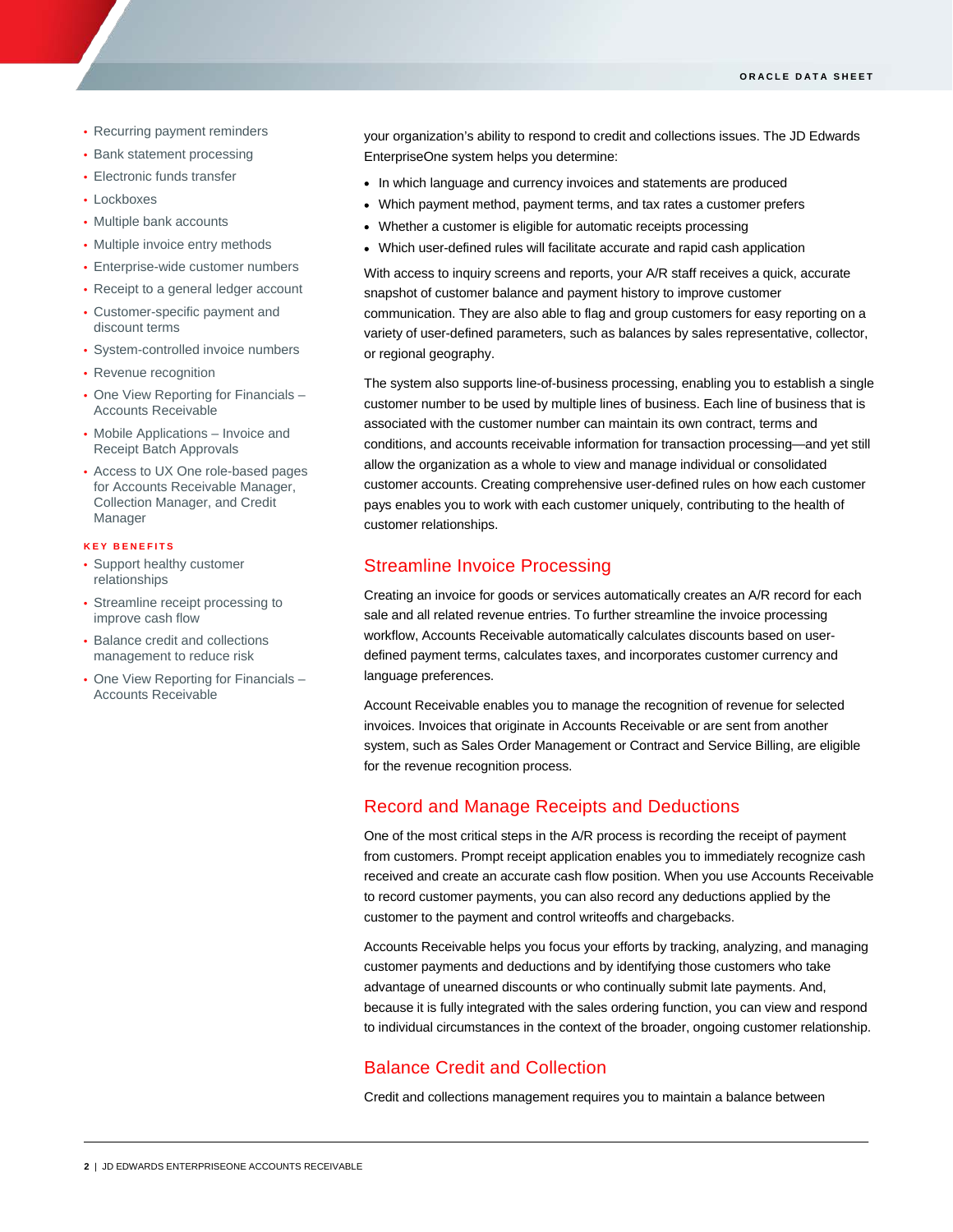- Recurring payment reminders
- Bank statement processing
- Electronic funds transfer
- Lockboxes
- Multiple bank accounts
- Multiple invoice entry methods
- Enterprise-wide customer numbers
- Receipt to a general ledger account
- Customer-specific payment and discount terms
- System-controlled invoice numbers
- Revenue recognition
- One View Reporting for Financials – Accounts Receivable
- Mobile Applications – Invoice and Receipt Batch Approvals
- Access to UX One role-based pages for Accounts Receivable Manager, Collection Manager, and Credit Manager

**KEY BENEFITS**

- Support healthy customer relationships
- Streamline receipt processing to improve cash flow
- Balance credit and collections management to reduce risk
- One View Reporting for Financials – Accounts Receivable

your organization's ability to respond to credit and collections issues. The JD Edwards EnterpriseOne system helps you determine:

- In which language and currency invoices and statements are produced
- Which payment method, payment terms, and tax rates a customer prefers
- Whether a customer is eligible for automatic receipts processing
- Which user-defined rules will facilitate accurate and rapid cash application

With access to inquiry screens and reports, your A/R staff receives a quick, accurate snapshot of customer balance and payment history to improve customer communication. They are also able to flag and group customers for easy reporting on a variety of user-defined parameters, such as balances by sales representative, collector, or regional geography.

The system also supports line-of-business processing, enabling you to establish a single customer number to be used by multiple lines of business. Each line of business that is associated with the customer number can maintain its own contract, terms and conditions, and accounts receivable information for transaction processing—and yet still allow the organization as a whole to view and manage individual or consolidated customer accounts. Creating comprehensive user-defined rules on how each customer pays enables you to work with each customer uniquely, contributing to the health of customer relationships.

## Streamline Invoice Processing

Creating an invoice for goods or services automatically creates an A/R record for each sale and all related revenue entries. To further streamline the invoice processing workflow, Accounts Receivable automatically calculates discounts based on user-defined payment terms, calculates taxes, and incorporates customer currency and language preferences.

Account Receivable enables you to manage the recognition of revenue for selected invoices. Invoices that originate in Accounts Receivable or are sent from another system, such as Sales Order Management or Contract and Service Billing, are eligible for the revenue recognition process.

## Record and Manage Receipts and Deductions

One of the most critical steps in the A/R process is recording the receipt of payment from customers. Prompt receipt application enables you to immediately recognize cash received and create an accurate cash flow position. When you use Accounts Receivable to record customer payments, you can also record any deductions applied by the customer to the payment and control writeoffs and chargebacks.

Accounts Receivable helps you focus your efforts by tracking, analyzing, and managing customer payments and deductions and by identifying those customers who take advantage of unearned discounts or who continually submit late payments. And, because it is fully integrated with the sales ordering function, you can view and respond to individual circumstances in the context of the broader, ongoing customer relationship.

## Balance Credit and Collection

Credit and collections management requires you to maintain a balance between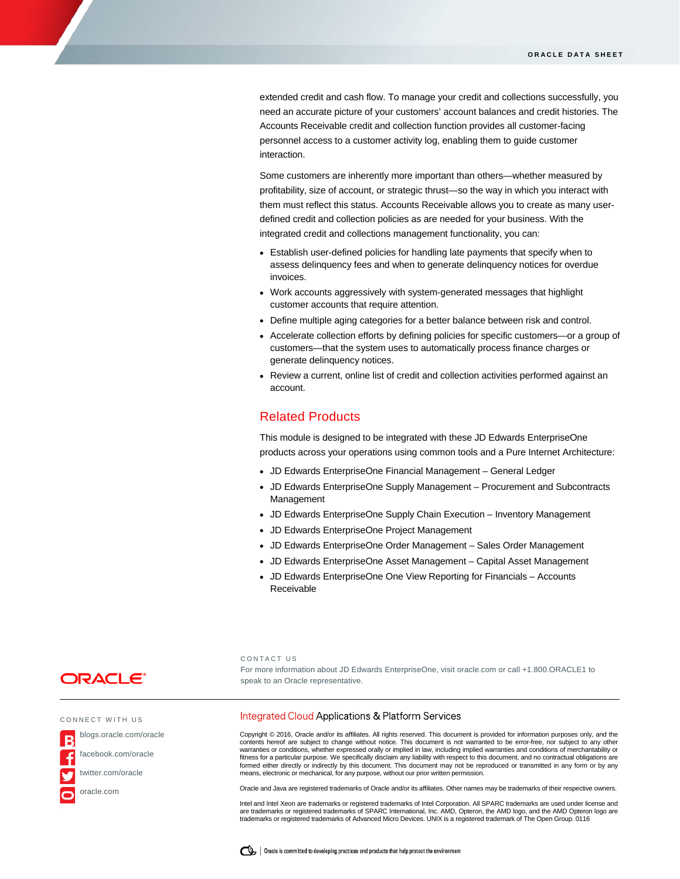extended credit and cash flow. To manage your credit and collections successfully, you need an accurate picture of your customers' account balances and credit histories. The Accounts Receivable credit and collection function provides all customer-facing personnel access to a customer activity log, enabling them to guide customer interaction.

Some customers are inherently more important than others—whether measured by profitability, size of account, or strategic thrust—so the way in which you interact with them must reflect this status. Accounts Receivable allows you to create as many user-defined credit and collection policies as are needed for your business. With the integrated credit and collections management functionality, you can:

- Establish user-defined policies for handling late payments that specify when to assess delinquency fees and when to generate delinquency notices for overdue invoices.
- Work accounts aggressively with system-generated messages that highlight customer accounts that require attention.
- Define multiple aging categories for a better balance between risk and control.
- Accelerate collection efforts by defining policies for specific customers—or a group of customers—that the system uses to automatically process finance charges or generate delinquency notices.
- Review a current, online list of credit and collection activities performed against an account.

## Related Products

This module is designed to be integrated with these JD Edwards EnterpriseOne products across your operations using common tools and a Pure Internet Architecture:

- JD Edwards EnterpriseOne Financial Management – General Ledger
- JD Edwards EnterpriseOne Supply Management – Procurement and Subcontracts Management
- JD Edwards EnterpriseOne Supply Chain Execution – Inventory Management
- JD Edwards EnterpriseOne Project Management
- JD Edwards EnterpriseOne Order Management – Sales Order Management
- JD Edwards EnterpriseOne Asset Management – Capital Asset Management
- JD Edwards EnterpriseOne One View Reporting for Financials – Accounts Receivable

ORACLE

CONTACT US

For more information about JD Edwards EnterpriseOne, visit oracle.com or call +1.800.ORACLE1 to speak to an Oracle representative.

CONNECT WITH US

- blogs.oracle.com/oracle
- facebook.com/oracle
- twitter.com/oracle
- oracle.com

Integrated Cloud Applications & Platform Services

Copyright © 2016, Oracle and/or its affiliates. All rights reserved. This document is provided for information purposes only, and the contents hereof are subject to change without notice. This document is not warranted to be error-free, nor subject to any other warranties or conditions, whether expressed orally or implied in law, including implied warranties and conditions of merchantability or fitness for a particular purpose. We specifically disclaim any liability with respect to this document, and no contractual obligations are formed either directly or indirectly by this document. This document may not be reproduced or transmitted in any form or by any means, electronic or mechanical, for any purpose, without our prior written permission.

Oracle and Java are registered trademarks of Oracle and/or its affiliates. Other names may be trademarks of their respective owners.

Intel and Intel Xeon are trademarks or registered trademarks of Intel Corporation. All SPARC trademarks are used under license and are trademarks or registered trademarks of SPARC International, Inc. AMD, Opteron, the AMD logo, and the AMD Opteron logo are trademarks or registered trademarks of Advanced Micro Devices. UNIX is a registered trademark of The Open Group. 0116

Oracle is committed to developing practices and products that help protect the environment